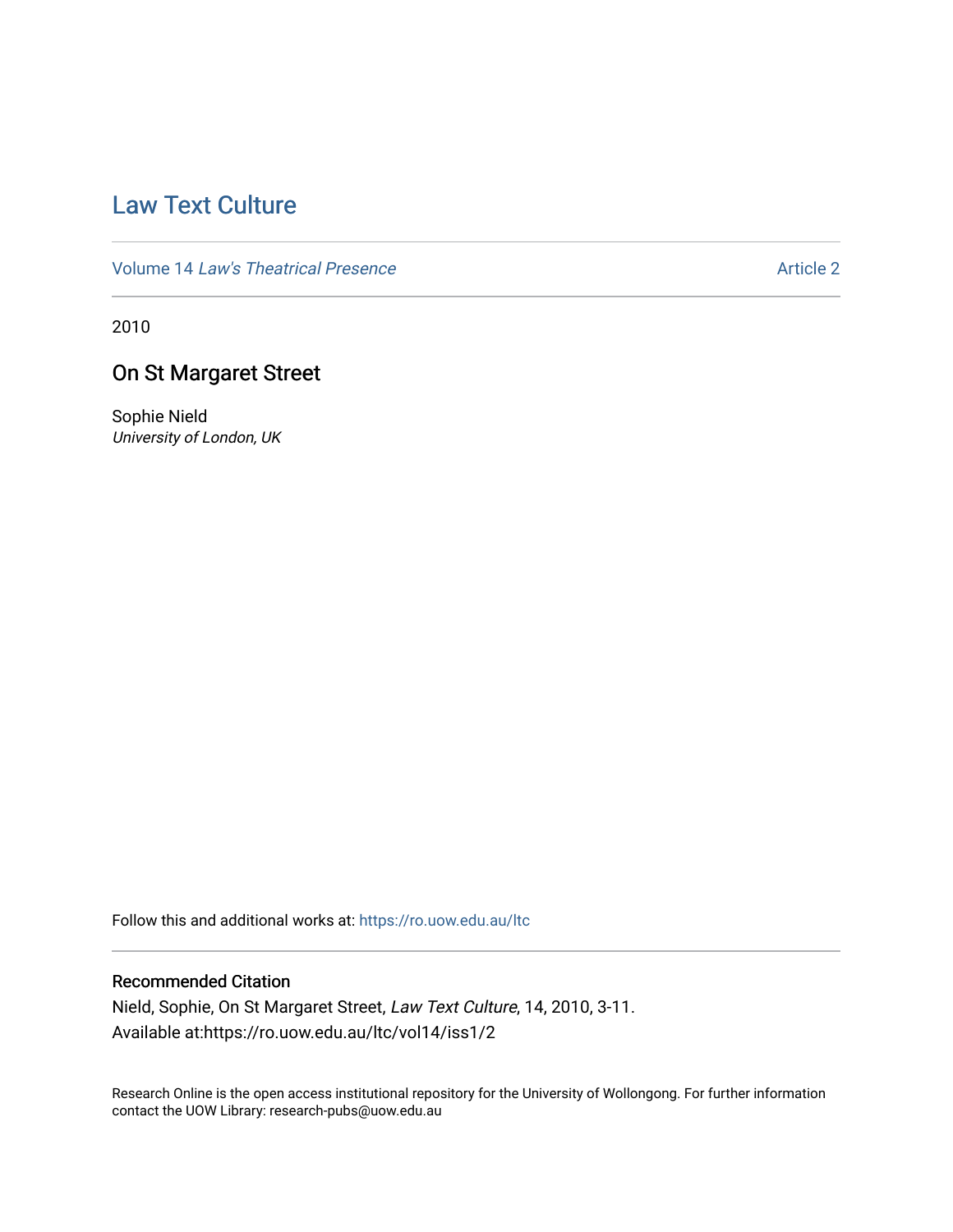# Law Text Culture

Volume 14 *Law's Theatrical Presence* Article 2

2010

## On St Margaret Street

Sophie Nield  
*University of London, UK*

Follow this and additional works at: https://ro.uow.edu.au/ltc

### Recommended Citation

Nield, Sophie, On St Margaret Street, *Law Text Culture*, 14, 2010, 3-11.  
Available at:https://ro.uow.edu.au/ltc/vol14/iss1/2

Research Online is the open access institutional repository for the University of Wollongong. For further information contact the UOW Library: research-pubs@uow.edu.au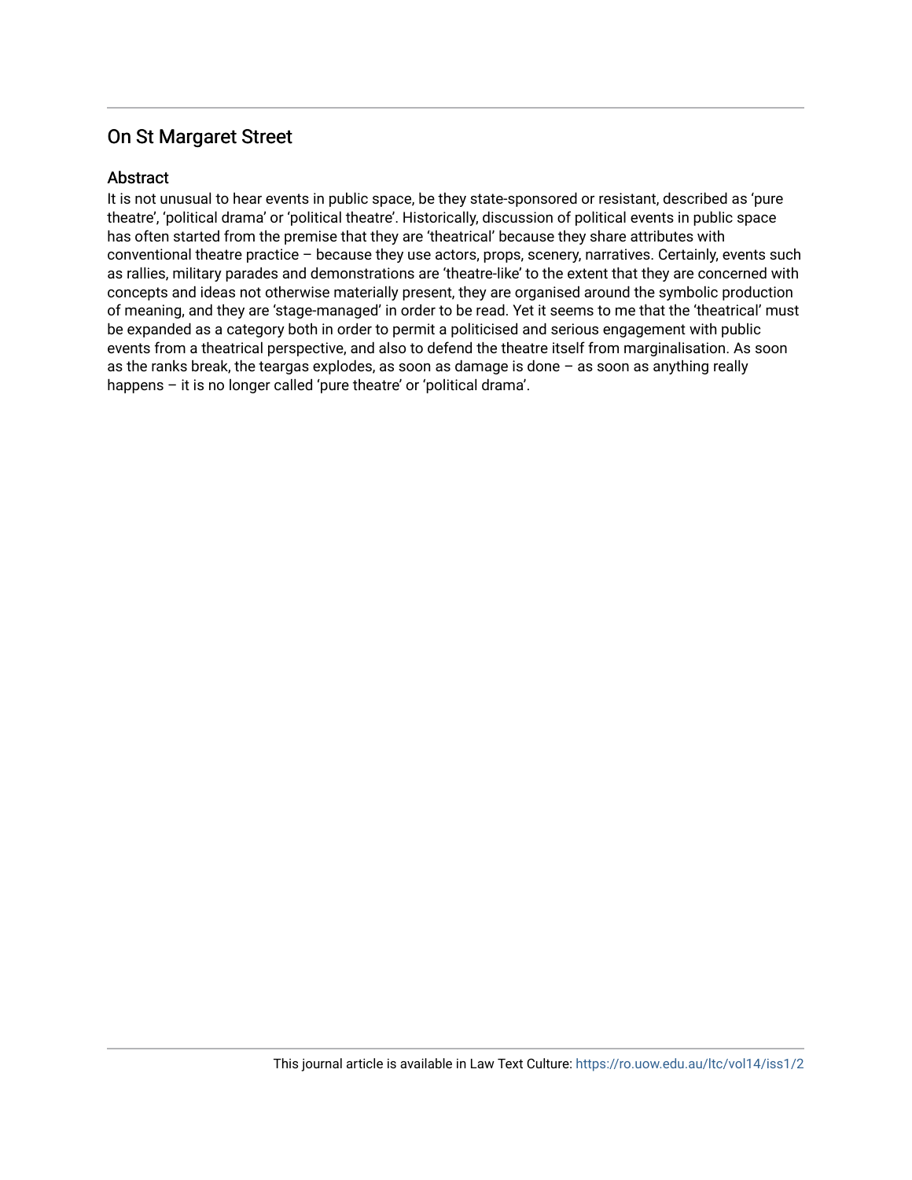## On St Margaret Street

### Abstract

It is not unusual to hear events in public space, be they state-sponsored or resistant, described as 'pure theatre', 'political drama' or 'political theatre'. Historically, discussion of political events in public space has often started from the premise that they are 'theatrical' because they share attributes with conventional theatre practice – because they use actors, props, scenery, narratives. Certainly, events such as rallies, military parades and demonstrations are 'theatre-like' to the extent that they are concerned with concepts and ideas not otherwise materially present, they are organised around the symbolic production of meaning, and they are 'stage-managed' in order to be read. Yet it seems to me that the 'theatrical' must be expanded as a category both in order to permit a politicised and serious engagement with public events from a theatrical perspective, and also to defend the theatre itself from marginalisation. As soon as the ranks break, the teargas explodes, as soon as damage is done – as soon as anything really happens – it is no longer called 'pure theatre' or 'political drama'.

This journal article is available in Law Text Culture: https://ro.uow.edu.au/ltc/vol14/iss1/2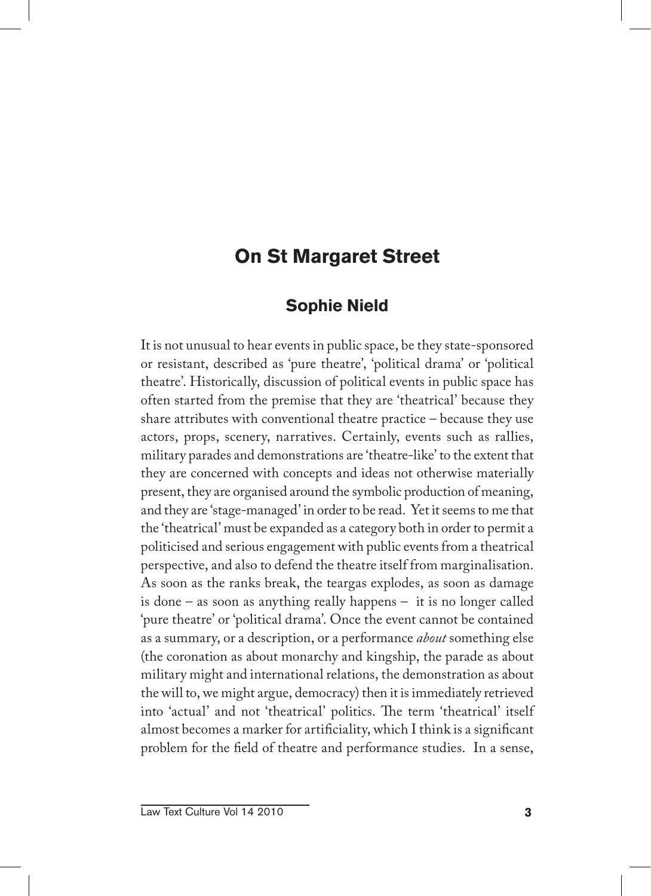# On St Margaret Street

## Sophie Nield

It is not unusual to hear events in public space, be they state-sponsored or resistant, described as 'pure theatre', 'political drama' or 'political theatre'. Historically, discussion of political events in public space has often started from the premise that they are 'theatrical' because they share attributes with conventional theatre practice – because they use actors, props, scenery, narratives. Certainly, events such as rallies, military parades and demonstrations are 'theatre-like' to the extent that they are concerned with concepts and ideas not otherwise materially present, they are organised around the symbolic production of meaning, and they are 'stage-managed' in order to be read. Yet it seems to me that the 'theatrical' must be expanded as a category both in order to permit a politicised and serious engagement with public events from a theatrical perspective, and also to defend the theatre itself from marginalisation. As soon as the ranks break, the teargas explodes, as soon as damage is done – as soon as anything really happens – it is no longer called 'pure theatre' or 'political drama'. Once the event cannot be contained as a summary, or a description, or a performance *about* something else (the coronation as about monarchy and kingship, the parade as about military might and international relations, the demonstration as about the will to, we might argue, democracy) then it is immediately retrieved into 'actual' and not 'theatrical' politics. The term 'theatrical' itself almost becomes a marker for artificiality, which I think is a significant problem for the field of theatre and performance studies. In a sense,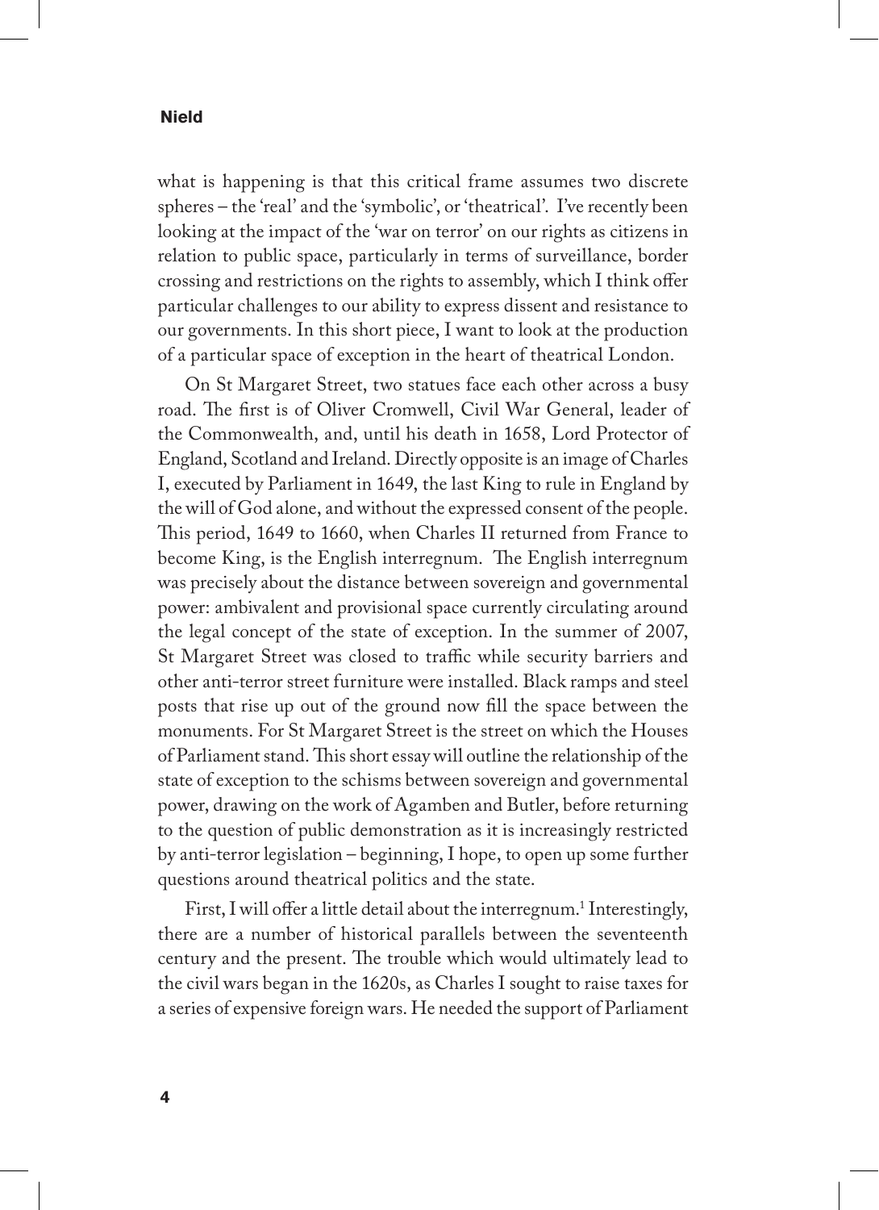what is happening is that this critical frame assumes two discrete spheres – the 'real' and the 'symbolic', or 'theatrical'. I've recently been looking at the impact of the 'war on terror' on our rights as citizens in relation to public space, particularly in terms of surveillance, border crossing and restrictions on the rights to assembly, which I think offer particular challenges to our ability to express dissent and resistance to our governments. In this short piece, I want to look at the production of a particular space of exception in the heart of theatrical London.

On St Margaret Street, two statues face each other across a busy road. The first is of Oliver Cromwell, Civil War General, leader of the Commonwealth, and, until his death in 1658, Lord Protector of England, Scotland and Ireland. Directly opposite is an image of Charles I, executed by Parliament in 1649, the last King to rule in England by the will of God alone, and without the expressed consent of the people. This period, 1649 to 1660, when Charles II returned from France to become King, is the English interregnum. The English interregnum was precisely about the distance between sovereign and governmental power: ambivalent and provisional space currently circulating around the legal concept of the state of exception. In the summer of 2007, St Margaret Street was closed to traffic while security barriers and other anti-terror street furniture were installed. Black ramps and steel posts that rise up out of the ground now fill the space between the monuments. For St Margaret Street is the street on which the Houses of Parliament stand. This short essay will outline the relationship of the state of exception to the schisms between sovereign and governmental power, drawing on the work of Agamben and Butler, before returning to the question of public demonstration as it is increasingly restricted by anti-terror legislation – beginning, I hope, to open up some further questions around theatrical politics and the state.

First, I will offer a little detail about the interregnum.[1] Interestingly, there are a number of historical parallels between the seventeenth century and the present. The trouble which would ultimately lead to the civil wars began in the 1620s, as Charles I sought to raise taxes for a series of expensive foreign wars. He needed the support of Parliament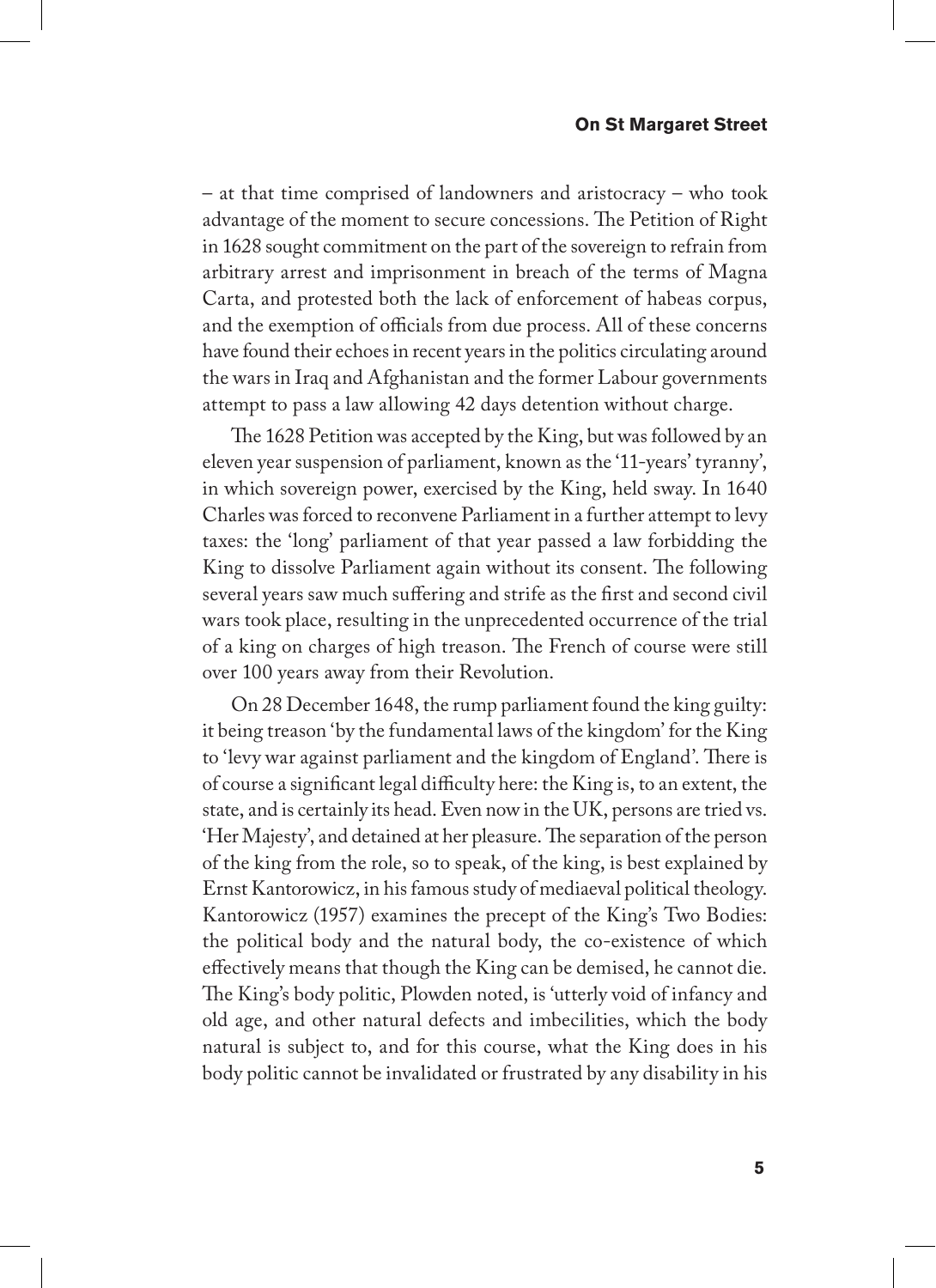– at that time comprised of landowners and aristocracy – who took advantage of the moment to secure concessions. The Petition of Right in 1628 sought commitment on the part of the sovereign to refrain from arbitrary arrest and imprisonment in breach of the terms of Magna Carta, and protested both the lack of enforcement of habeas corpus, and the exemption of officials from due process. All of these concerns have found their echoes in recent years in the politics circulating around the wars in Iraq and Afghanistan and the former Labour governments attempt to pass a law allowing 42 days detention without charge.

The 1628 Petition was accepted by the King, but was followed by an eleven year suspension of parliament, known as the '11-years' tyranny', in which sovereign power, exercised by the King, held sway. In 1640 Charles was forced to reconvene Parliament in a further attempt to levy taxes: the 'long' parliament of that year passed a law forbidding the King to dissolve Parliament again without its consent. The following several years saw much suffering and strife as the first and second civil wars took place, resulting in the unprecedented occurrence of the trial of a king on charges of high treason. The French of course were still over 100 years away from their Revolution.

On 28 December 1648, the rump parliament found the king guilty: it being treason 'by the fundamental laws of the kingdom' for the King to 'levy war against parliament and the kingdom of England'. There is of course a significant legal difficulty here: the King is, to an extent, the state, and is certainly its head. Even now in the UK, persons are tried vs. 'Her Majesty', and detained at her pleasure. The separation of the person of the king from the role, so to speak, of the king, is best explained by Ernst Kantorowicz, in his famous study of mediaeval political theology. Kantorowicz (1957) examines the precept of the King's Two Bodies: the political body and the natural body, the co-existence of which effectively means that though the King can be demised, he cannot die. The King's body politic, Plowden noted, is 'utterly void of infancy and old age, and other natural defects and imbecilities, which the body natural is subject to, and for this course, what the King does in his body politic cannot be invalidated or frustrated by any disability in his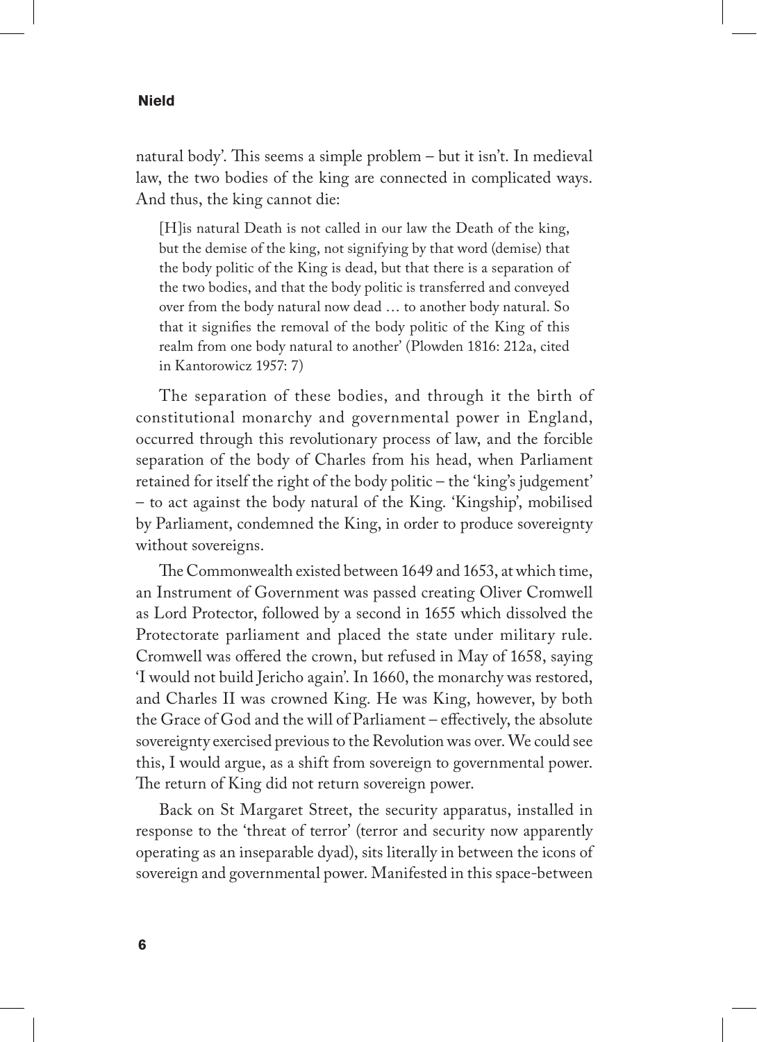natural body'. This seems a simple problem – but it isn't. In medieval law, the two bodies of the king are connected in complicated ways. And thus, the king cannot die:

> [H]is natural Death is not called in our law the Death of the king, but the demise of the king, not signifying by that word (demise) that the body politic of the King is dead, but that there is a separation of the two bodies, and that the body politic is transferred and conveyed over from the body natural now dead … to another body natural. So that it signifies the removal of the body politic of the King of this realm from one body natural to another' (Plowden 1816: 212a, cited in Kantorowicz 1957: 7)

The separation of these bodies, and through it the birth of constitutional monarchy and governmental power in England, occurred through this revolutionary process of law, and the forcible separation of the body of Charles from his head, when Parliament retained for itself the right of the body politic – the 'king's judgement' – to act against the body natural of the King. 'Kingship', mobilised by Parliament, condemned the King, in order to produce sovereignty without sovereigns.

The Commonwealth existed between 1649 and 1653, at which time, an Instrument of Government was passed creating Oliver Cromwell as Lord Protector, followed by a second in 1655 which dissolved the Protectorate parliament and placed the state under military rule. Cromwell was offered the crown, but refused in May of 1658, saying 'I would not build Jericho again'. In 1660, the monarchy was restored, and Charles II was crowned King. He was King, however, by both the Grace of God and the will of Parliament – effectively, the absolute sovereignty exercised previous to the Revolution was over. We could see this, I would argue, as a shift from sovereign to governmental power. The return of King did not return sovereign power.

Back on St Margaret Street, the security apparatus, installed in response to the 'threat of terror' (terror and security now apparently operating as an inseparable dyad), sits literally in between the icons of sovereign and governmental power. Manifested in this space-between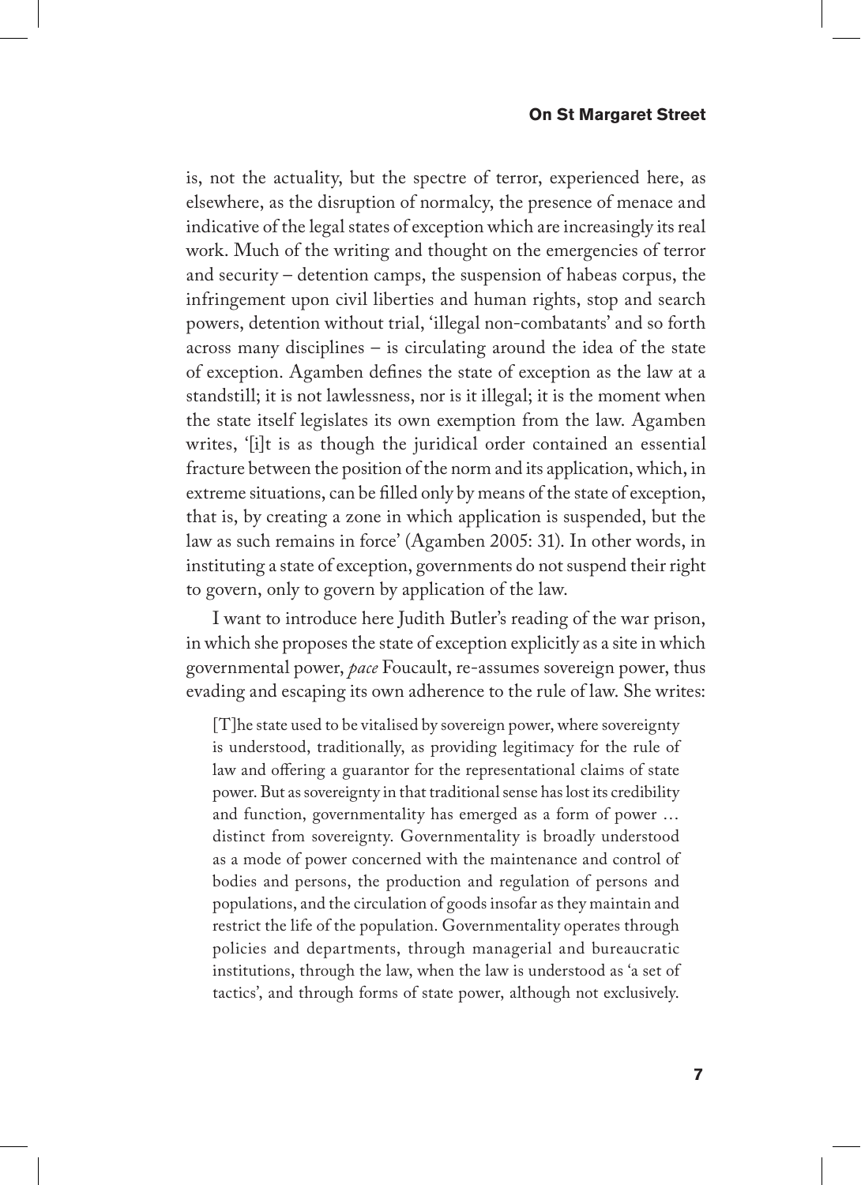is, not the actuality, but the spectre of terror, experienced here, as elsewhere, as the disruption of normalcy, the presence of menace and indicative of the legal states of exception which are increasingly its real work. Much of the writing and thought on the emergencies of terror and security – detention camps, the suspension of habeas corpus, the infringement upon civil liberties and human rights, stop and search powers, detention without trial, 'illegal non-combatants' and so forth across many disciplines – is circulating around the idea of the state of exception. Agamben defines the state of exception as the law at a standstill; it is not lawlessness, nor is it illegal; it is the moment when the state itself legislates its own exemption from the law. Agamben writes, '[i]t is as though the juridical order contained an essential fracture between the position of the norm and its application, which, in extreme situations, can be filled only by means of the state of exception, that is, by creating a zone in which application is suspended, but the law as such remains in force' (Agamben 2005: 31). In other words, in instituting a state of exception, governments do not suspend their right to govern, only to govern by application of the law.

I want to introduce here Judith Butler's reading of the war prison, in which she proposes the state of exception explicitly as a site in which governmental power, *pace* Foucault, re-assumes sovereign power, thus evading and escaping its own adherence to the rule of law. She writes:

> [T]he state used to be vitalised by sovereign power, where sovereignty is understood, traditionally, as providing legitimacy for the rule of law and offering a guarantor for the representational claims of state power. But as sovereignty in that traditional sense has lost its credibility and function, governmentality has emerged as a form of power … distinct from sovereignty. Governmentality is broadly understood as a mode of power concerned with the maintenance and control of bodies and persons, the production and regulation of persons and populations, and the circulation of goods insofar as they maintain and restrict the life of the population. Governmentality operates through policies and departments, through managerial and bureaucratic institutions, through the law, when the law is understood as 'a set of tactics', and through forms of state power, although not exclusively.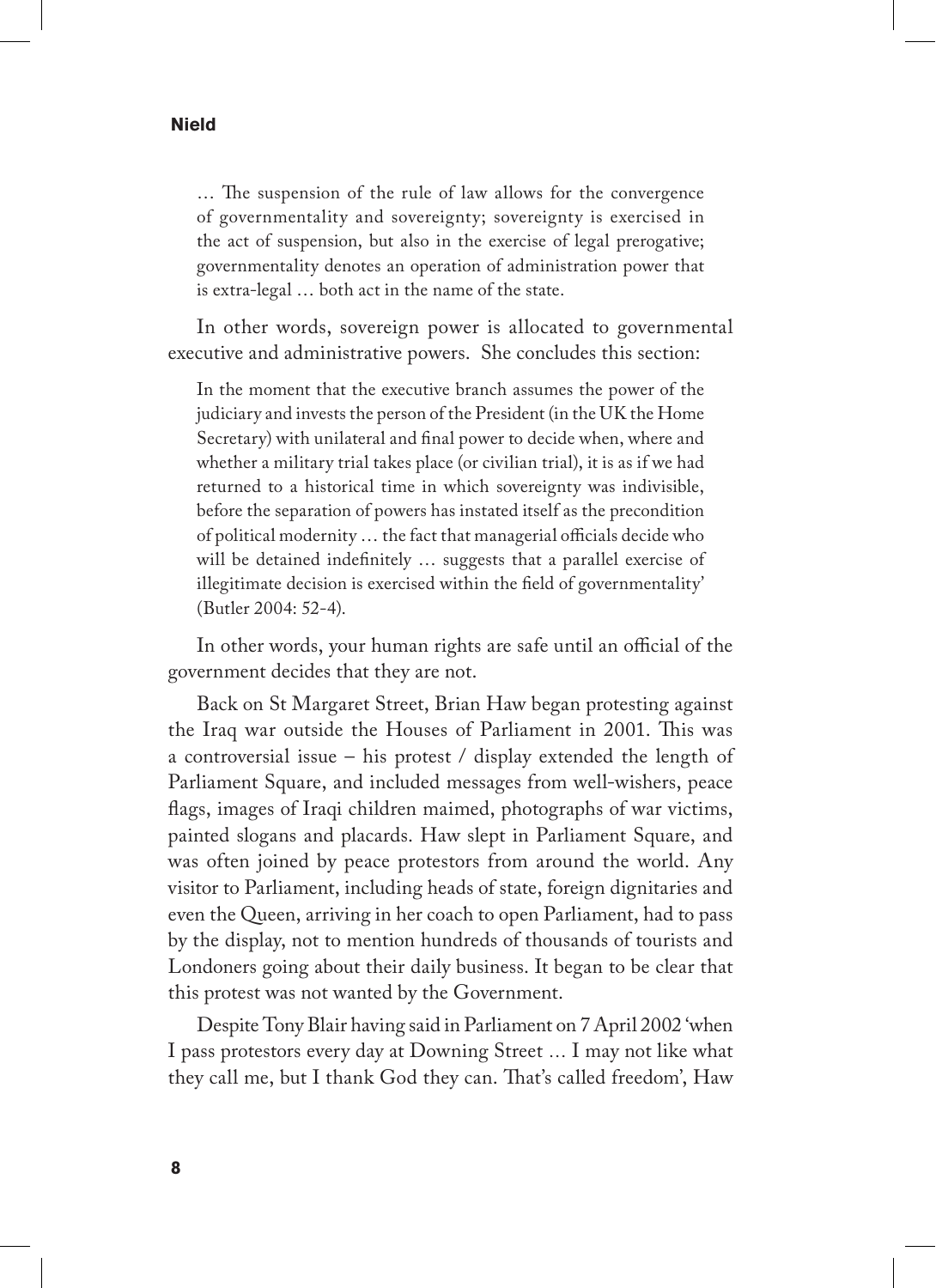> … The suspension of the rule of law allows for the convergence of governmentality and sovereignty; sovereignty is exercised in the act of suspension, but also in the exercise of legal prerogative; governmentality denotes an operation of administration power that is extra-legal … both act in the name of the state.

In other words, sovereign power is allocated to governmental executive and administrative powers. She concludes this section:

> In the moment that the executive branch assumes the power of the judiciary and invests the person of the President (in the UK the Home Secretary) with unilateral and final power to decide when, where and whether a military trial takes place (or civilian trial), it is as if we had returned to a historical time in which sovereignty was indivisible, before the separation of powers has instated itself as the precondition of political modernity … the fact that managerial officials decide who will be detained indefinitely … suggests that a parallel exercise of illegitimate decision is exercised within the field of governmentality' (Butler 2004: 52-4).

In other words, your human rights are safe until an official of the government decides that they are not.

Back on St Margaret Street, Brian Haw began protesting against the Iraq war outside the Houses of Parliament in 2001. This was a controversial issue – his protest / display extended the length of Parliament Square, and included messages from well-wishers, peace flags, images of Iraqi children maimed, photographs of war victims, painted slogans and placards. Haw slept in Parliament Square, and was often joined by peace protestors from around the world. Any visitor to Parliament, including heads of state, foreign dignitaries and even the Queen, arriving in her coach to open Parliament, had to pass by the display, not to mention hundreds of thousands of tourists and Londoners going about their daily business. It began to be clear that this protest was not wanted by the Government.

Despite Tony Blair having said in Parliament on 7 April 2002 'when I pass protestors every day at Downing Street … I may not like what they call me, but I thank God they can. That's called freedom', Haw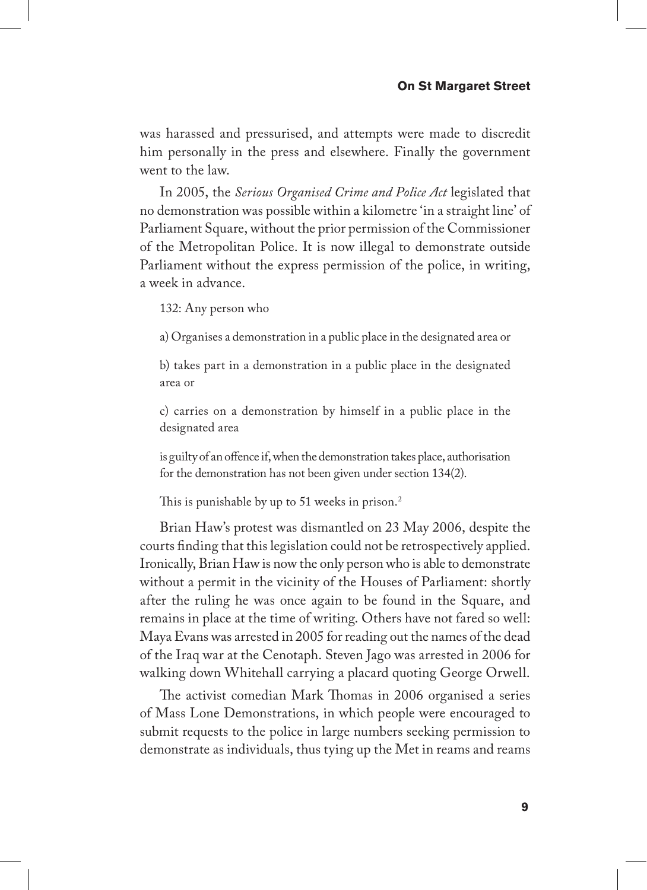was harassed and pressurised, and attempts were made to discredit him personally in the press and elsewhere. Finally the government went to the law.

In 2005, the *Serious Organised Crime and Police Act* legislated that no demonstration was possible within a kilometre 'in a straight line' of Parliament Square, without the prior permission of the Commissioner of the Metropolitan Police. It is now illegal to demonstrate outside Parliament without the express permission of the police, in writing, a week in advance.

> 132: Any person who
>
> a) Organises a demonstration in a public place in the designated area or
>
> b) takes part in a demonstration in a public place in the designated area or
>
> c) carries on a demonstration by himself in a public place in the designated area
>
> is guilty of an offence if, when the demonstration takes place, authorisation for the demonstration has not been given under section 134(2).
>
> This is punishable by up to 51 weeks in prison.[2]

Brian Haw's protest was dismantled on 23 May 2006, despite the courts finding that this legislation could not be retrospectively applied. Ironically, Brian Haw is now the only person who is able to demonstrate without a permit in the vicinity of the Houses of Parliament: shortly after the ruling he was once again to be found in the Square, and remains in place at the time of writing. Others have not fared so well: Maya Evans was arrested in 2005 for reading out the names of the dead of the Iraq war at the Cenotaph. Steven Jago was arrested in 2006 for walking down Whitehall carrying a placard quoting George Orwell.

The activist comedian Mark Thomas in 2006 organised a series of Mass Lone Demonstrations, in which people were encouraged to submit requests to the police in large numbers seeking permission to demonstrate as individuals, thus tying up the Met in reams and reams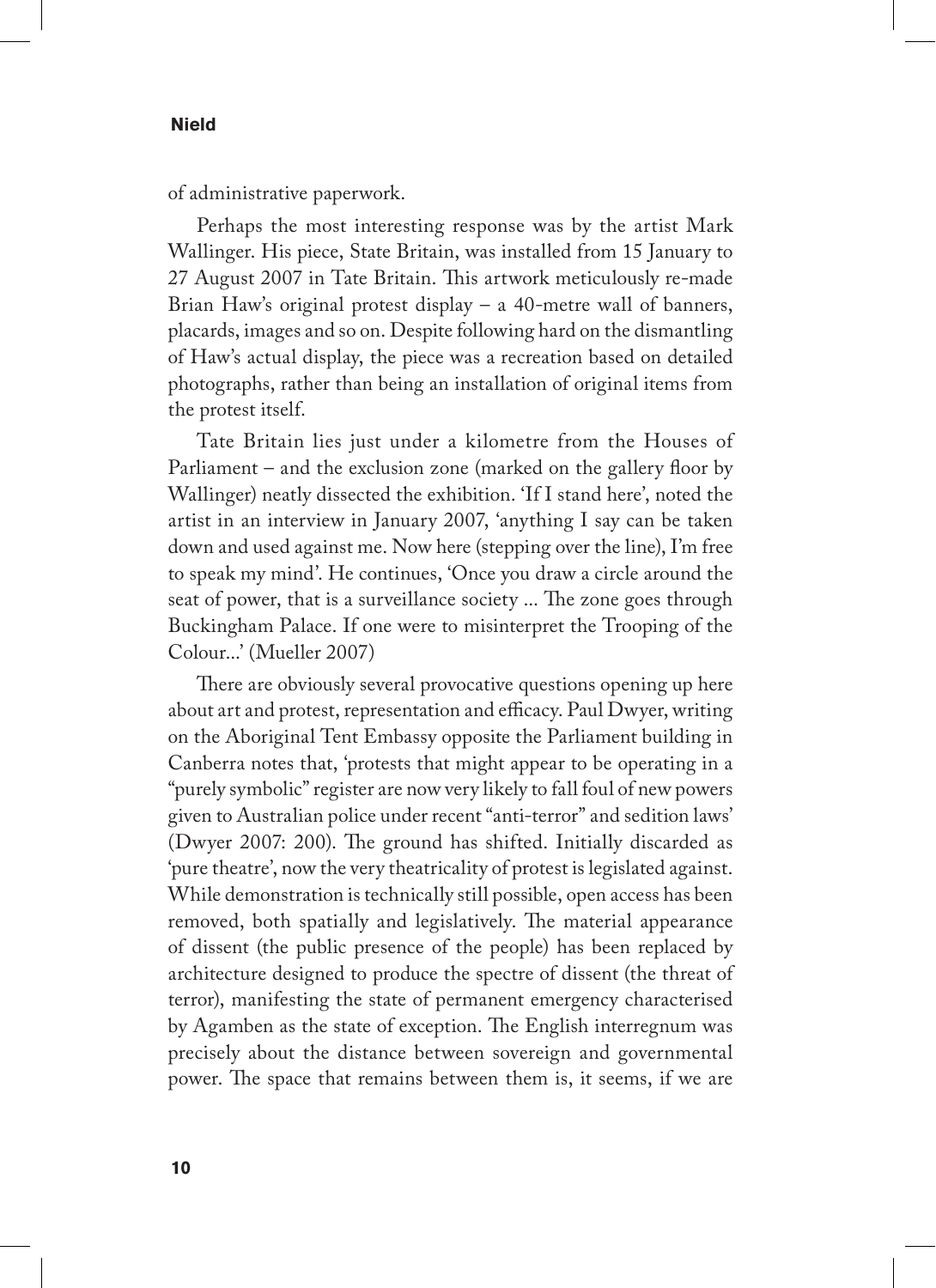of administrative paperwork.

Perhaps the most interesting response was by the artist Mark Wallinger. His piece, State Britain, was installed from 15 January to 27 August 2007 in Tate Britain. This artwork meticulously re-made Brian Haw's original protest display – a 40-metre wall of banners, placards, images and so on. Despite following hard on the dismantling of Haw's actual display, the piece was a recreation based on detailed photographs, rather than being an installation of original items from the protest itself.

Tate Britain lies just under a kilometre from the Houses of Parliament – and the exclusion zone (marked on the gallery floor by Wallinger) neatly dissected the exhibition. 'If I stand here', noted the artist in an interview in January 2007, 'anything I say can be taken down and used against me. Now here (stepping over the line), I'm free to speak my mind'. He continues, 'Once you draw a circle around the seat of power, that is a surveillance society ... The zone goes through Buckingham Palace. If one were to misinterpret the Trooping of the Colour...' (Mueller 2007)

There are obviously several provocative questions opening up here about art and protest, representation and efficacy. Paul Dwyer, writing on the Aboriginal Tent Embassy opposite the Parliament building in Canberra notes that, 'protests that might appear to be operating in a "purely symbolic" register are now very likely to fall foul of new powers given to Australian police under recent "anti-terror" and sedition laws' (Dwyer 2007: 200). The ground has shifted. Initially discarded as 'pure theatre', now the very theatricality of protest is legislated against. While demonstration is technically still possible, open access has been removed, both spatially and legislatively. The material appearance of dissent (the public presence of the people) has been replaced by architecture designed to produce the spectre of dissent (the threat of terror), manifesting the state of permanent emergency characterised by Agamben as the state of exception. The English interregnum was precisely about the distance between sovereign and governmental power. The space that remains between them is, it seems, if we are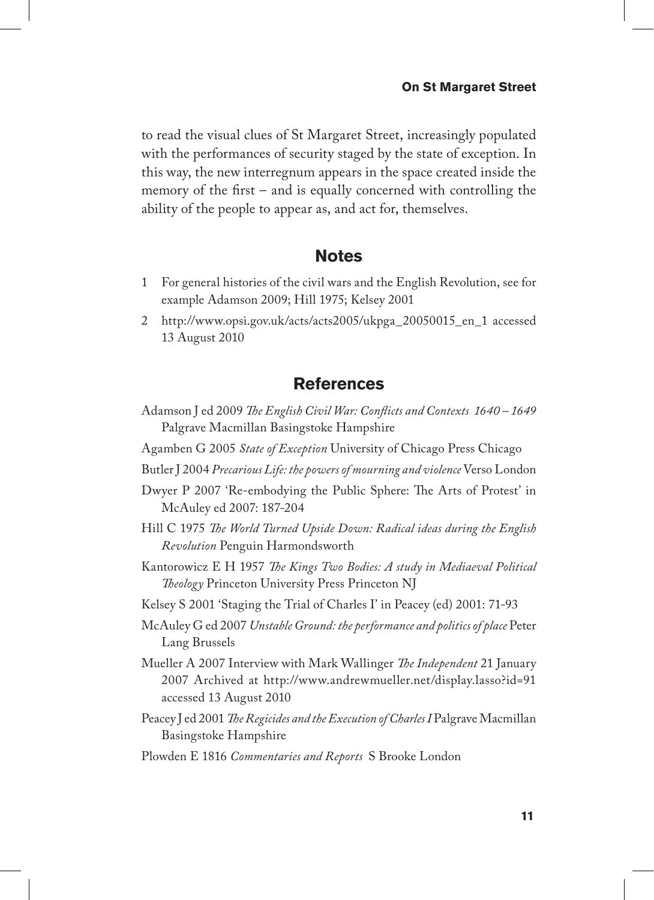to read the visual clues of St Margaret Street, increasingly populated with the performances of security staged by the state of exception. In this way, the new interregnum appears in the space created inside the memory of the first – and is equally concerned with controlling the ability of the people to appear as, and act for, themselves.

## Notes

1. For general histories of the civil wars and the English Revolution, see for example Adamson 2009; Hill 1975; Kelsey 2001
2. http://www.opsi.gov.uk/acts/acts2005/ukpga_20050015_en_1 accessed 13 August 2010

## References

Adamson J ed 2009 *The English Civil War: Conflicts and Contexts 1640 – 1649* Palgrave Macmillan Basingstoke Hampshire

Agamben G 2005 *State of Exception* University of Chicago Press Chicago

Butler J 2004 *Precarious Life: the powers of mourning and violence* Verso London

Dwyer P 2007 'Re-embodying the Public Sphere: The Arts of Protest' in McAuley ed 2007: 187-204

Hill C 1975 *The World Turned Upside Down: Radical ideas during the English Revolution* Penguin Harmondsworth

Kantorowicz E H 1957 *The Kings Two Bodies: A study in Mediaeval Political Theology* Princeton University Press Princeton NJ

Kelsey S 2001 'Staging the Trial of Charles I' in Peacey (ed) 2001: 71-93

McAuley G ed 2007 *Unstable Ground: the performance and politics of place* Peter Lang Brussels

Mueller A 2007 Interview with Mark Wallinger *The Independent* 21 January 2007 Archived at http://www.andrewmueller.net/display.lasso?id=91 accessed 13 August 2010

Peacey J ed 2001 *The Regicides and the Execution of Charles I* Palgrave Macmillan Basingstoke Hampshire

Plowden E 1816 *Commentaries and Reports* S Brooke London